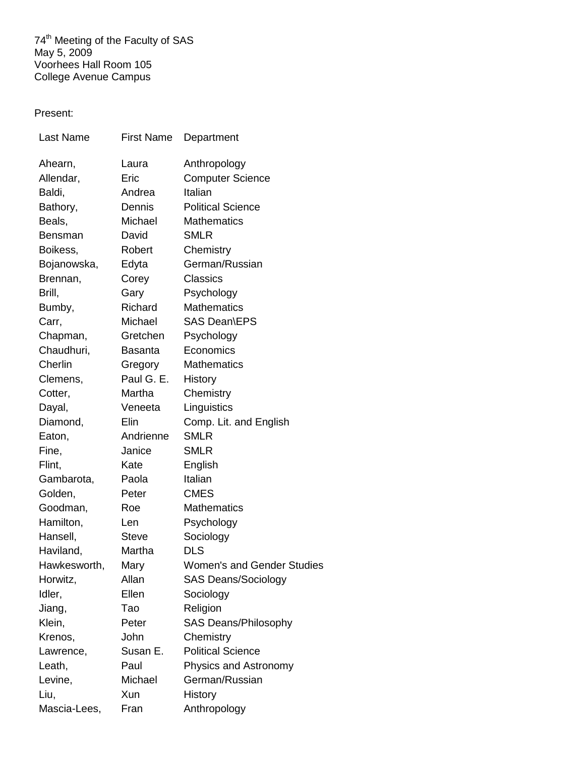74th Meeting of the Faculty of SAS
May 5, 2009
Voorhees Hall Room 105
College Avenue Campus

Present:

| Last Name | First Name | Department |
|---|---|---|
| Ahearn, | Laura | Anthropology |
| Allendar, | Eric | Computer Science |
| Baldi, | Andrea | Italian |
| Bathory, | Dennis | Political Science |
| Beals, | Michael | Mathematics |
| Bensman | David | SMLR |
| Boikess, | Robert | Chemistry |
| Bojanowska, | Edyta | German/Russian |
| Brennan, | Corey | Classics |
| Brill, | Gary | Psychology |
| Bumby, | Richard | Mathematics |
| Carr, | Michael | SAS Dean\EPS |
| Chapman, | Gretchen | Psychology |
| Chaudhuri, | Basanta | Economics |
| Cherlin | Gregory | Mathematics |
| Clemens, | Paul G. E. | History |
| Cotter, | Martha | Chemistry |
| Dayal, | Veneeta | Linguistics |
| Diamond, | Elin | Comp. Lit. and English |
| Eaton, | Andrienne | SMLR |
| Fine, | Janice | SMLR |
| Flint, | Kate | English |
| Gambarota, | Paola | Italian |
| Golden, | Peter | CMES |
| Goodman, | Roe | Mathematics |
| Hamilton, | Len | Psychology |
| Hansell, | Steve | Sociology |
| Haviland, | Martha | DLS |
| Hawkesworth, | Mary | Women's and Gender Studies |
| Horwitz, | Allan | SAS Deans/Sociology |
| Idler, | Ellen | Sociology |
| Jiang, | Tao | Religion |
| Klein, | Peter | SAS Deans/Philosophy |
| Krenos, | John | Chemistry |
| Lawrence, | Susan E. | Political Science |
| Leath, | Paul | Physics and Astronomy |
| Levine, | Michael | German/Russian |
| Liu, | Xun | History |
| Mascia-Lees, | Fran | Anthropology |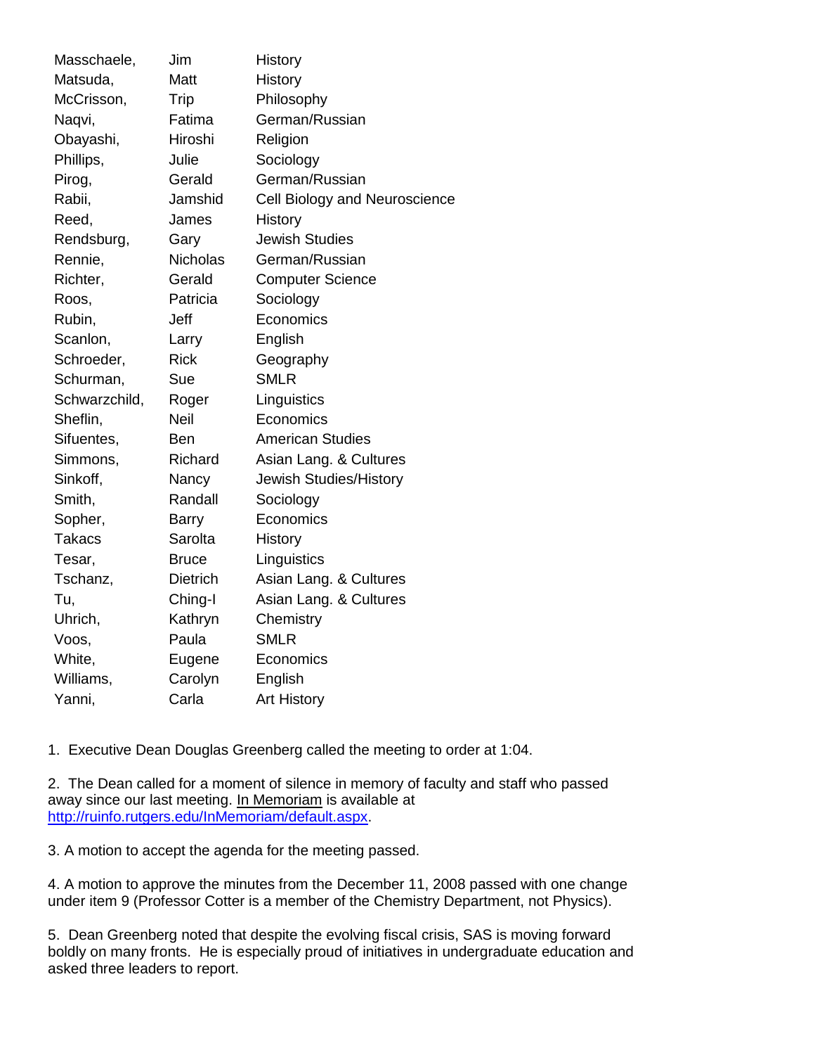| | | |
|---|---|---|
| Masschaele, | Jim | History |
| Matsuda, | Matt | History |
| McCrisson, | Trip | Philosophy |
| Naqvi, | Fatima | German/Russian |
| Obayashi, | Hiroshi | Religion |
| Phillips, | Julie | Sociology |
| Pirog, | Gerald | German/Russian |
| Rabii, | Jamshid | Cell Biology and Neuroscience |
| Reed, | James | History |
| Rendsburg, | Gary | Jewish Studies |
| Rennie, | Nicholas | German/Russian |
| Richter, | Gerald | Computer Science |
| Roos, | Patricia | Sociology |
| Rubin, | Jeff | Economics |
| Scanlon, | Larry | English |
| Schroeder, | Rick | Geography |
| Schurman, | Sue | SMLR |
| Schwarzchild, | Roger | Linguistics |
| Sheflin, | Neil | Economics |
| Sifuentes, | Ben | American Studies |
| Simmons, | Richard | Asian Lang. & Cultures |
| Sinkoff, | Nancy | Jewish Studies/History |
| Smith, | Randall | Sociology |
| Sopher, | Barry | Economics |
| Takacs | Sarolta | History |
| Tesar, | Bruce | Linguistics |
| Tschanz, | Dietrich | Asian Lang. & Cultures |
| Tu, | Ching-I | Asian Lang. & Cultures |
| Uhrich, | Kathryn | Chemistry |
| Voos, | Paula | SMLR |
| White, | Eugene | Economics |
| Williams, | Carolyn | English |
| Yanni, | Carla | Art History |

1. Executive Dean Douglas Greenberg called the meeting to order at 1:04.

2. The Dean called for a moment of silence in memory of faculty and staff who passed away since our last meeting. In Memoriam is available at http://ruinfo.rutgers.edu/InMemoriam/default.aspx.

3. A motion to accept the agenda for the meeting passed.

4. A motion to approve the minutes from the December 11, 2008 passed with one change under item 9 (Professor Cotter is a member of the Chemistry Department, not Physics).

5. Dean Greenberg noted that despite the evolving fiscal crisis, SAS is moving forward boldly on many fronts. He is especially proud of initiatives in undergraduate education and asked three leaders to report.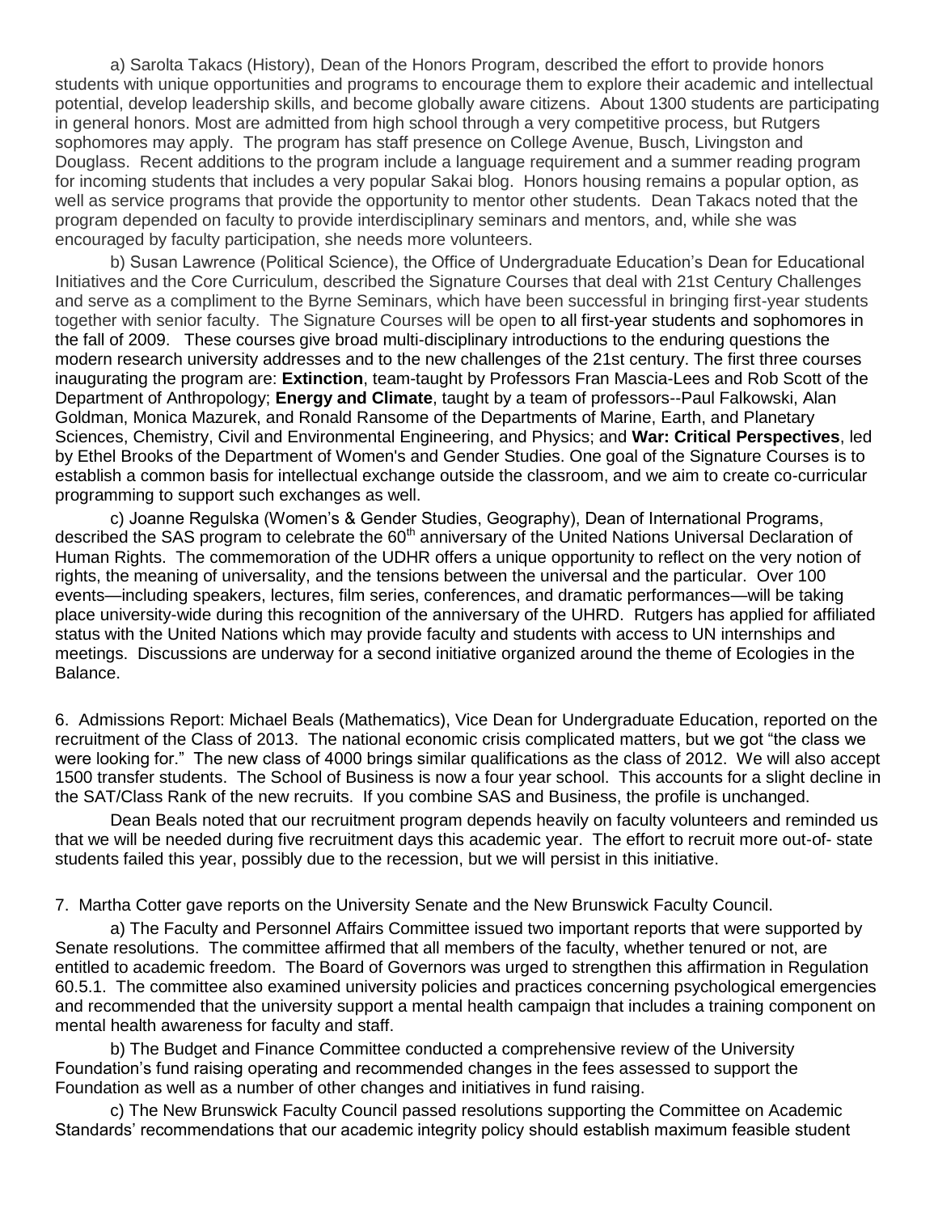a) Sarolta Takacs (History), Dean of the Honors Program, described the effort to provide honors students with unique opportunities and programs to encourage them to explore their academic and intellectual potential, develop leadership skills, and become globally aware citizens. About 1300 students are participating in general honors. Most are admitted from high school through a very competitive process, but Rutgers sophomores may apply. The program has staff presence on College Avenue, Busch, Livingston and Douglass. Recent additions to the program include a language requirement and a summer reading program for incoming students that includes a very popular Sakai blog. Honors housing remains a popular option, as well as service programs that provide the opportunity to mentor other students. Dean Takacs noted that the program depended on faculty to provide interdisciplinary seminars and mentors, and, while she was encouraged by faculty participation, she needs more volunteers.

b) Susan Lawrence (Political Science), the Office of Undergraduate Education's Dean for Educational Initiatives and the Core Curriculum, described the Signature Courses that deal with 21st Century Challenges and serve as a compliment to the Byrne Seminars, which have been successful in bringing first-year students together with senior faculty. The Signature Courses will be open to all first-year students and sophomores in the fall of 2009. These courses give broad multi-disciplinary introductions to the enduring questions the modern research university addresses and to the new challenges of the 21st century. The first three courses inaugurating the program are: **Extinction**, team-taught by Professors Fran Mascia-Lees and Rob Scott of the Department of Anthropology; **Energy and Climate**, taught by a team of professors--Paul Falkowski, Alan Goldman, Monica Mazurek, and Ronald Ransome of the Departments of Marine, Earth, and Planetary Sciences, Chemistry, Civil and Environmental Engineering, and Physics; and **War: Critical Perspectives**, led by Ethel Brooks of the Department of Women's and Gender Studies. One goal of the Signature Courses is to establish a common basis for intellectual exchange outside the classroom, and we aim to create co-curricular programming to support such exchanges as well.

c) Joanne Regulska (Women's & Gender Studies, Geography), Dean of International Programs, described the SAS program to celebrate the 60th anniversary of the United Nations Universal Declaration of Human Rights. The commemoration of the UDHR offers a unique opportunity to reflect on the very notion of rights, the meaning of universality, and the tensions between the universal and the particular. Over 100 events—including speakers, lectures, film series, conferences, and dramatic performances—will be taking place university-wide during this recognition of the anniversary of the UHRD. Rutgers has applied for affiliated status with the United Nations which may provide faculty and students with access to UN internships and meetings. Discussions are underway for a second initiative organized around the theme of Ecologies in the Balance.

6. Admissions Report: Michael Beals (Mathematics), Vice Dean for Undergraduate Education, reported on the recruitment of the Class of 2013. The national economic crisis complicated matters, but we got "the class we were looking for." The new class of 4000 brings similar qualifications as the class of 2012. We will also accept 1500 transfer students. The School of Business is now a four year school. This accounts for a slight decline in the SAT/Class Rank of the new recruits. If you combine SAS and Business, the profile is unchanged.

Dean Beals noted that our recruitment program depends heavily on faculty volunteers and reminded us that we will be needed during five recruitment days this academic year. The effort to recruit more out-of- state students failed this year, possibly due to the recession, but we will persist in this initiative.

7. Martha Cotter gave reports on the University Senate and the New Brunswick Faculty Council.

a) The Faculty and Personnel Affairs Committee issued two important reports that were supported by Senate resolutions. The committee affirmed that all members of the faculty, whether tenured or not, are entitled to academic freedom. The Board of Governors was urged to strengthen this affirmation in Regulation 60.5.1. The committee also examined university policies and practices concerning psychological emergencies and recommended that the university support a mental health campaign that includes a training component on mental health awareness for faculty and staff.

b) The Budget and Finance Committee conducted a comprehensive review of the University Foundation's fund raising operating and recommended changes in the fees assessed to support the Foundation as well as a number of other changes and initiatives in fund raising.

c) The New Brunswick Faculty Council passed resolutions supporting the Committee on Academic Standards' recommendations that our academic integrity policy should establish maximum feasible student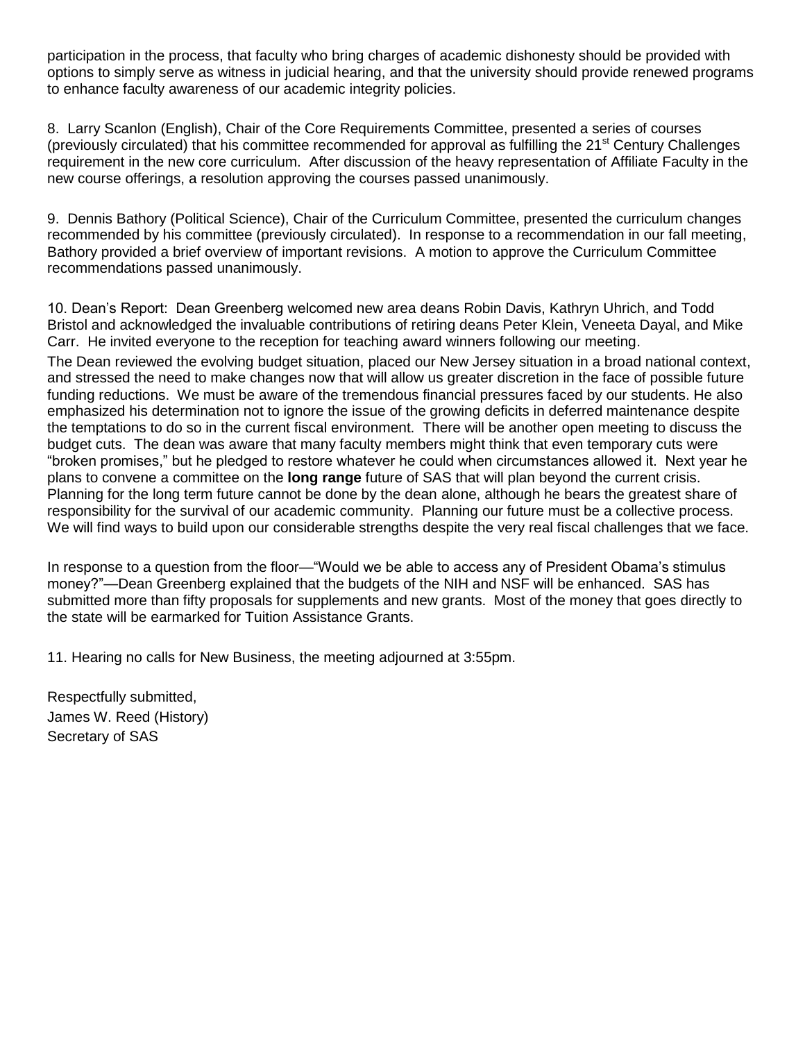participation in the process, that faculty who bring charges of academic dishonesty should be provided with options to simply serve as witness in judicial hearing, and that the university should provide renewed programs to enhance faculty awareness of our academic integrity policies.

8. Larry Scanlon (English), Chair of the Core Requirements Committee, presented a series of courses (previously circulated) that his committee recommended for approval as fulfilling the 21st Century Challenges requirement in the new core curriculum. After discussion of the heavy representation of Affiliate Faculty in the new course offerings, a resolution approving the courses passed unanimously.

9. Dennis Bathory (Political Science), Chair of the Curriculum Committee, presented the curriculum changes recommended by his committee (previously circulated). In response to a recommendation in our fall meeting, Bathory provided a brief overview of important revisions. A motion to approve the Curriculum Committee recommendations passed unanimously.

10. Dean's Report: Dean Greenberg welcomed new area deans Robin Davis, Kathryn Uhrich, and Todd Bristol and acknowledged the invaluable contributions of retiring deans Peter Klein, Veneeta Dayal, and Mike Carr. He invited everyone to the reception for teaching award winners following our meeting.

The Dean reviewed the evolving budget situation, placed our New Jersey situation in a broad national context, and stressed the need to make changes now that will allow us greater discretion in the face of possible future funding reductions. We must be aware of the tremendous financial pressures faced by our students. He also emphasized his determination not to ignore the issue of the growing deficits in deferred maintenance despite the temptations to do so in the current fiscal environment. There will be another open meeting to discuss the budget cuts. The dean was aware that many faculty members might think that even temporary cuts were "broken promises," but he pledged to restore whatever he could when circumstances allowed it. Next year he plans to convene a committee on the **long range** future of SAS that will plan beyond the current crisis. Planning for the long term future cannot be done by the dean alone, although he bears the greatest share of responsibility for the survival of our academic community. Planning our future must be a collective process. We will find ways to build upon our considerable strengths despite the very real fiscal challenges that we face.

In response to a question from the floor—"Would we be able to access any of President Obama's stimulus money?"—Dean Greenberg explained that the budgets of the NIH and NSF will be enhanced. SAS has submitted more than fifty proposals for supplements and new grants. Most of the money that goes directly to the state will be earmarked for Tuition Assistance Grants.

11. Hearing no calls for New Business, the meeting adjourned at 3:55pm.

Respectfully submitted,
James W. Reed (History)
Secretary of SAS